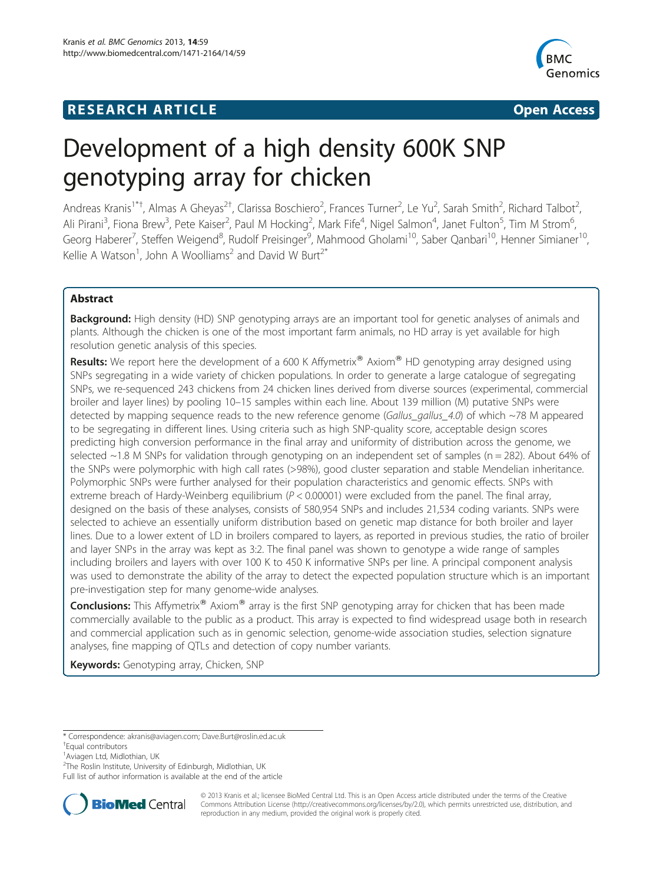**RESEARCH ARTICLE** **Open Access**

# Development of a high density 600K SNP genotyping array for chicken

Andreas Kranis[1*†], Almas A Gheyas[2†], Clarissa Boschiero[2], Frances Turner[2], Le Yu[2], Sarah Smith[2], Richard Talbot[2], Ali Pirani[3], Fiona Brew[3], Pete Kaiser[2], Paul M Hocking[2], Mark Fife[4], Nigel Salmon[4], Janet Fulton[5], Tim M Strom[6], Georg Haberer[7], Steffen Weigend[8], Rudolf Preisinger[9], Mahmood Gholami[10], Saber Qanbari[10], Henner Simianer[10], Kellie A Watson[1], John A Woolliams[2] and David W Burt[2*]

## Abstract

**Background:** High density (HD) SNP genotyping arrays are an important tool for genetic analyses of animals and plants. Although the chicken is one of the most important farm animals, no HD array is yet available for high resolution genetic analysis of this species.

**Results:** We report here the development of a 600 K Affymetrix® Axiom® HD genotyping array designed using SNPs segregating in a wide variety of chicken populations. In order to generate a large catalogue of segregating SNPs, we re-sequenced 243 chickens from 24 chicken lines derived from diverse sources (experimental, commercial broiler and layer lines) by pooling 10–15 samples within each line. About 139 million (M) putative SNPs were detected by mapping sequence reads to the new reference genome (*Gallus_gallus_4.0*) of which ~78 M appeared to be segregating in different lines. Using criteria such as high SNP-quality score, acceptable design scores predicting high conversion performance in the final array and uniformity of distribution across the genome, we selected ~1.8 M SNPs for validation through genotyping on an independent set of samples (n = 282). About 64% of the SNPs were polymorphic with high call rates (>98%), good cluster separation and stable Mendelian inheritance. Polymorphic SNPs were further analysed for their population characteristics and genomic effects. SNPs with extreme breach of Hardy-Weinberg equilibrium ($P < 0.00001$) were excluded from the panel. The final array, designed on the basis of these analyses, consists of 580,954 SNPs and includes 21,534 coding variants. SNPs were selected to achieve an essentially uniform distribution based on genetic map distance for both broiler and layer lines. Due to a lower extent of LD in broilers compared to layers, as reported in previous studies, the ratio of broiler and layer SNPs in the array was kept as 3:2. The final panel was shown to genotype a wide range of samples including broilers and layers with over 100 K to 450 K informative SNPs per line. A principal component analysis was used to demonstrate the ability of the array to detect the expected population structure which is an important pre-investigation step for many genome-wide analyses.

**Conclusions:** This Affymetrix® Axiom® array is the first SNP genotyping array for chicken that has been made commercially available to the public as a product. This array is expected to find widespread usage both in research and commercial application such as in genomic selection, genome-wide association studies, selection signature analyses, fine mapping of QTLs and detection of copy number variants.

**Keywords:** Genotyping array, Chicken, SNP

\* Correspondence: akranis@aviagen.com; Dave.Burt@roslin.ed.ac.uk
†Equal contributors
[1]Aviagen Ltd, Midlothian, UK
[2]The Roslin Institute, University of Edinburgh, Midlothian, UK
Full list of author information is available at the end of the article

© 2013 Kranis et al.; licensee BioMed Central Ltd. This is an Open Access article distributed under the terms of the Creative Commons Attribution License (http://creativecommons.org/licenses/by/2.0), which permits unrestricted use, distribution, and reproduction in any medium, provided the original work is properly cited.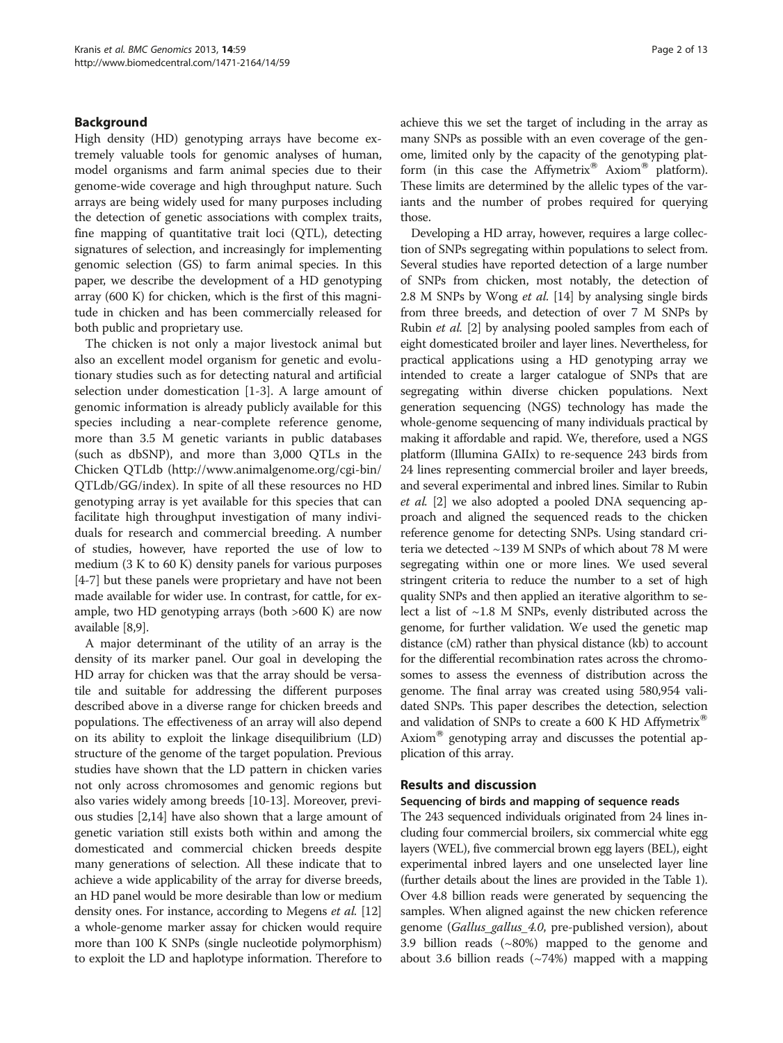## Background

High density (HD) genotyping arrays have become extremely valuable tools for genomic analyses of human, model organisms and farm animal species due to their genome-wide coverage and high throughput nature. Such arrays are being widely used for many purposes including the detection of genetic associations with complex traits, fine mapping of quantitative trait loci (QTL), detecting signatures of selection, and increasingly for implementing genomic selection (GS) to farm animal species. In this paper, we describe the development of a HD genotyping array (600 K) for chicken, which is the first of this magnitude in chicken and has been commercially released for both public and proprietary use.

The chicken is not only a major livestock animal but also an excellent model organism for genetic and evolutionary studies such as for detecting natural and artificial selection under domestication [1-3]. A large amount of genomic information is already publicly available for this species including a near-complete reference genome, more than 3.5 M genetic variants in public databases (such as dbSNP), and more than 3,000 QTLs in the Chicken QTLdb (http://www.animalgenome.org/cgi-bin/QTLdb/GG/index). In spite of all these resources no HD genotyping array is yet available for this species that can facilitate high throughput investigation of many individuals for research and commercial breeding. A number of studies, however, have reported the use of low to medium (3 K to 60 K) density panels for various purposes [4-7] but these panels were proprietary and have not been made available for wider use. In contrast, for cattle, for example, two HD genotyping arrays (both >600 K) are now available [8,9].

A major determinant of the utility of an array is the density of its marker panel. Our goal in developing the HD array for chicken was that the array should be versatile and suitable for addressing the different purposes described above in a diverse range for chicken breeds and populations. The effectiveness of an array will also depend on its ability to exploit the linkage disequilibrium (LD) structure of the genome of the target population. Previous studies have shown that the LD pattern in chicken varies not only across chromosomes and genomic regions but also varies widely among breeds [10-13]. Moreover, previous studies [2,14] have also shown that a large amount of genetic variation still exists both within and among the domesticated and commercial chicken breeds despite many generations of selection. All these indicate that to achieve a wide applicability of the array for diverse breeds, an HD panel would be more desirable than low or medium density ones. For instance, according to Megens *et al.* [12] a whole-genome marker assay for chicken would require more than 100 K SNPs (single nucleotide polymorphism) to exploit the LD and haplotype information. Therefore to achieve this we set the target of including in the array as many SNPs as possible with an even coverage of the genome, limited only by the capacity of the genotyping platform (in this case the Affymetrix® Axiom® platform). These limits are determined by the allelic types of the variants and the number of probes required for querying those.

Developing a HD array, however, requires a large collection of SNPs segregating within populations to select from. Several studies have reported detection of a large number of SNPs from chicken, most notably, the detection of 2.8 M SNPs by Wong *et al.* [14] by analysing single birds from three breeds, and detection of over 7 M SNPs by Rubin *et al.* [2] by analysing pooled samples from each of eight domesticated broiler and layer lines. Nevertheless, for practical applications using a HD genotyping array we intended to create a larger catalogue of SNPs that are segregating within diverse chicken populations. Next generation sequencing (NGS) technology has made the whole-genome sequencing of many individuals practical by making it affordable and rapid. We, therefore, used a NGS platform (Illumina GAIIx) to re-sequence 243 birds from 24 lines representing commercial broiler and layer breeds, and several experimental and inbred lines. Similar to Rubin *et al.* [2] we also adopted a pooled DNA sequencing approach and aligned the sequenced reads to the chicken reference genome for detecting SNPs. Using standard criteria we detected ~139 M SNPs of which about 78 M were segregating within one or more lines. We used several stringent criteria to reduce the number to a set of high quality SNPs and then applied an iterative algorithm to select a list of ~1.8 M SNPs, evenly distributed across the genome, for further validation. We used the genetic map distance (cM) rather than physical distance (kb) to account for the differential recombination rates across the chromosomes to assess the evenness of distribution across the genome. The final array was created using 580,954 validated SNPs. This paper describes the detection, selection and validation of SNPs to create a 600 K HD Affymetrix® Axiom® genotyping array and discusses the potential application of this array.

## Results and discussion

### Sequencing of birds and mapping of sequence reads

The 243 sequenced individuals originated from 24 lines including four commercial broilers, six commercial white egg layers (WEL), five commercial brown egg layers (BEL), eight experimental inbred layers and one unselected layer line (further details about the lines are provided in the Table 1). Over 4.8 billion reads were generated by sequencing the samples. When aligned against the new chicken reference genome (*Gallus_gallus_4.0*, pre-published version), about 3.9 billion reads (~80%) mapped to the genome and about 3.6 billion reads (~74%) mapped with a mapping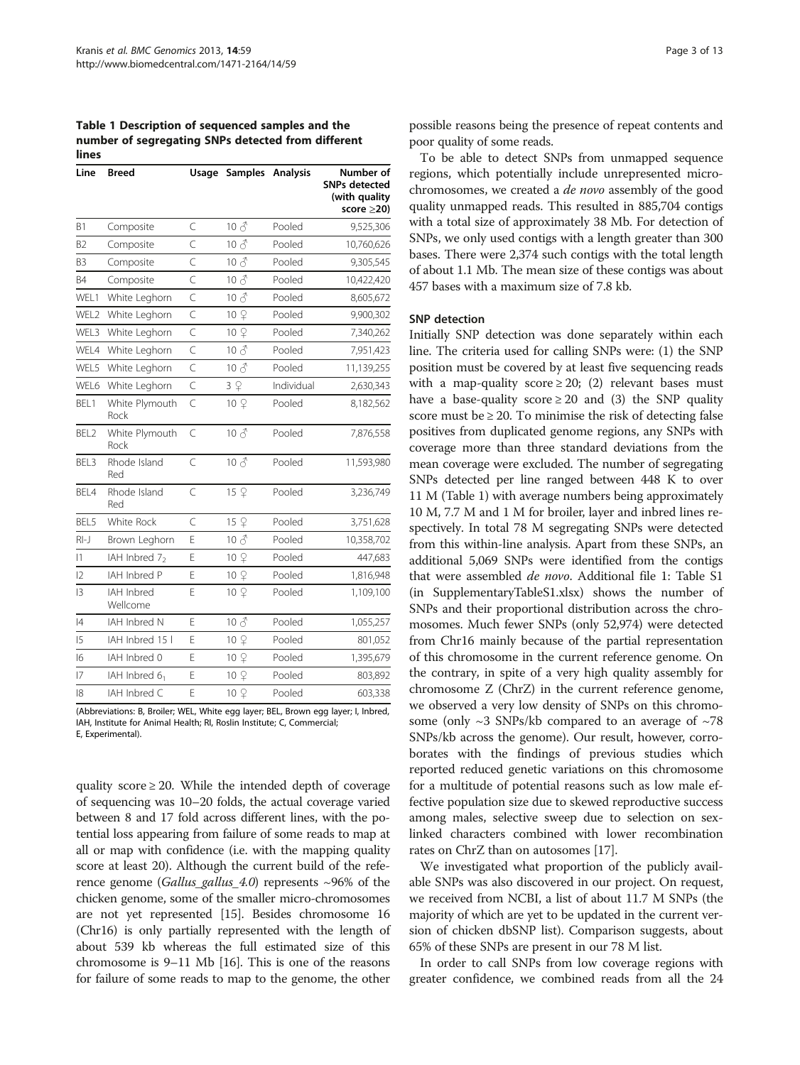**Table 1 Description of sequenced samples and the number of segregating SNPs detected from different lines**

| Line | Breed | Usage | Samples | Analysis | Number of SNPs detected (with quality score ≥20) |
|---|---|---|---|---|---|
| B1 | Composite | C | 10 ♂ | Pooled | 9,525,306 |
| B2 | Composite | C | 10 ♂ | Pooled | 10,760,626 |
| B3 | Composite | C | 10 ♂ | Pooled | 9,305,545 |
| B4 | Composite | C | 10 ♂ | Pooled | 10,422,420 |
| WEL1 | White Leghorn | C | 10 ♂ | Pooled | 8,605,672 |
| WEL2 | White Leghorn | C | 10 ♀ | Pooled | 9,900,302 |
| WEL3 | White Leghorn | C | 10 ♀ | Pooled | 7,340,262 |
| WEL4 | White Leghorn | C | 10 ♂ | Pooled | 7,951,423 |
| WEL5 | White Leghorn | C | 10 ♂ | Pooled | 11,139,255 |
| WEL6 | White Leghorn | C | 3 ♀ | Individual | 2,630,343 |
| BEL1 | White Plymouth Rock | C | 10 ♀ | Pooled | 8,182,562 |
| BEL2 | White Plymouth Rock | C | 10 ♂ | Pooled | 7,876,558 |
| BEL3 | Rhode Island Red | C | 10 ♂ | Pooled | 11,593,980 |
| BEL4 | Rhode Island Red | C | 15 ♀ | Pooled | 3,236,749 |
| BEL5 | White Rock | C | 15 ♀ | Pooled | 3,751,628 |
| RI-J | Brown Leghorn | E | 10 ♂ | Pooled | 10,358,702 |
| I1 | IAH Inbred $7_2$ | E | 10 ♀ | Pooled | 447,683 |
| I2 | IAH Inbred P | E | 10 ♀ | Pooled | 1,816,948 |
| I3 | IAH Inbred Wellcome | E | 10 ♀ | Pooled | 1,109,100 |
| I4 | IAH Inbred N | E | 10 ♂ | Pooled | 1,055,257 |
| I5 | IAH Inbred 15 I | E | 10 ♀ | Pooled | 801,052 |
| I6 | IAH Inbred 0 | E | 10 ♀ | Pooled | 1,395,679 |
| I7 | IAH Inbred $6_1$ | E | 10 ♀ | Pooled | 803,892 |
| I8 | IAH Inbred C | E | 10 ♀ | Pooled | 603,338 |

(Abbreviations: B, Broiler; WEL, White egg layer; BEL, Brown egg layer; I, Inbred, IAH, Institute for Animal Health; RI, Roslin Institute; C, Commercial; E, Experimental).

quality score ≥ 20. While the intended depth of coverage of sequencing was 10–20 folds, the actual coverage varied between 8 and 17 fold across different lines, with the potential loss appearing from failure of some reads to map at all or map with confidence (i.e. with the mapping quality score at least 20). Although the current build of the reference genome (*Gallus_gallus_4.0*) represents ~96% of the chicken genome, some of the smaller micro-chromosomes are not yet represented [15]. Besides chromosome 16 (Chr16) is only partially represented with the length of about 539 kb whereas the full estimated size of this chromosome is 9–11 Mb [16]. This is one of the reasons for failure of some reads to map to the genome, the other possible reasons being the presence of repeat contents and poor quality of some reads.

To be able to detect SNPs from unmapped sequence regions, which potentially include unrepresented micro-chromosomes, we created a *de novo* assembly of the good quality unmapped reads. This resulted in 885,704 contigs with a total size of approximately 38 Mb. For detection of SNPs, we only used contigs with a length greater than 300 bases. There were 2,374 such contigs with the total length of about 1.1 Mb. The mean size of these contigs was about 457 bases with a maximum size of 7.8 kb.

### SNP detection

Initially SNP detection was done separately within each line. The criteria used for calling SNPs were: (1) the SNP position must be covered by at least five sequencing reads with a map-quality score ≥ 20; (2) relevant bases must have a base-quality score ≥ 20 and (3) the SNP quality score must be ≥ 20. To minimise the risk of detecting false positives from duplicated genome regions, any SNPs with coverage more than three standard deviations from the mean coverage were excluded. The number of segregating SNPs detected per line ranged between 448 K to over 11 M (Table 1) with average numbers being approximately 10 M, 7.7 M and 1 M for broiler, layer and inbred lines respectively. In total 78 M segregating SNPs were detected from this within-line analysis. Apart from these SNPs, an additional 5,069 SNPs were identified from the contigs that were assembled *de novo*. Additional file 1: Table S1 (in SupplementaryTableS1.xlsx) shows the number of SNPs and their proportional distribution across the chromosomes. Much fewer SNPs (only 52,974) were detected from Chr16 mainly because of the partial representation of this chromosome in the current reference genome. On the contrary, in spite of a very high quality assembly for chromosome Z (ChrZ) in the current reference genome, we observed a very low density of SNPs on this chromosome (only ~3 SNPs/kb compared to an average of ~78 SNPs/kb across the genome). Our result, however, corroborates with the findings of previous studies which reported reduced genetic variations on this chromosome for a multitude of potential reasons such as low male effective population size due to skewed reproductive success among males, selective sweep due to selection on sex-linked characters combined with lower recombination rates on ChrZ than on autosomes [17].

We investigated what proportion of the publicly available SNPs was also discovered in our project. On request, we received from NCBI, a list of about 11.7 M SNPs (the majority of which are yet to be updated in the current version of chicken dbSNP list). Comparison suggests, about 65% of these SNPs are present in our 78 M list.

In order to call SNPs from low coverage regions with greater confidence, we combined reads from all the 24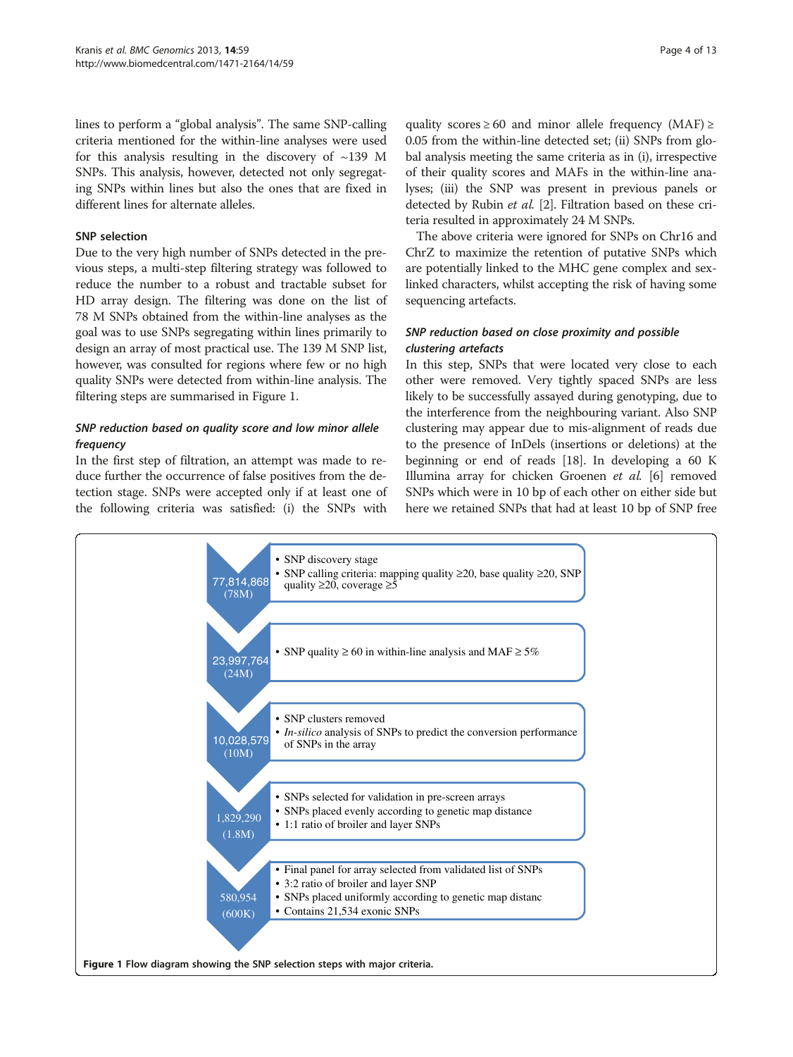lines to perform a "global analysis". The same SNP-calling criteria mentioned for the within-line analyses were used for this analysis resulting in the discovery of ~139 M SNPs. This analysis, however, detected not only segregating SNPs within lines but also the ones that are fixed in different lines for alternate alleles.

### SNP selection

Due to the very high number of SNPs detected in the previous steps, a multi-step filtering strategy was followed to reduce the number to a robust and tractable subset for HD array design. The filtering was done on the list of 78 M SNPs obtained from the within-line analyses as the goal was to use SNPs segregating within lines primarily to design an array of most practical use. The 139 M SNP list, however, was consulted for regions where few or no high quality SNPs were detected from within-line analysis. The filtering steps are summarised in Figure 1.

#### *SNP reduction based on quality score and low minor allele frequency*

In the first step of filtration, an attempt was made to reduce further the occurrence of false positives from the detection stage. SNPs were accepted only if at least one of the following criteria was satisfied: (i) the SNPs with quality scores ≥ 60 and minor allele frequency (MAF) ≥ 0.05 from the within-line detected set; (ii) SNPs from global analysis meeting the same criteria as in (i), irrespective of their quality scores and MAFs in the within-line analyses; (iii) the SNP was present in previous panels or detected by Rubin *et al.* [2]. Filtration based on these criteria resulted in approximately 24 M SNPs.

The above criteria were ignored for SNPs on Chr16 and ChrZ to maximize the retention of putative SNPs which are potentially linked to the MHC gene complex and sex-linked characters, whilst accepting the risk of having some sequencing artefacts.

#### *SNP reduction based on close proximity and possible clustering artefacts*

In this step, SNPs that were located very close to each other were removed. Very tightly spaced SNPs are less likely to be successfully assayed during genotyping, due to the interference from the neighbouring variant. Also SNP clustering may appear due to mis-alignment of reads due to the presence of InDels (insertions or deletions) at the beginning or end of reads [18]. In developing a 60 K Illumina array for chicken Groenen *et al.* [6] removed SNPs which were in 10 bp of each other on either side but here we retained SNPs that had at least 10 bp of SNP free

| Count | Criteria |
| --- | --- |
| 77,814,868 (78M) | • SNP discovery stage<br>• SNP calling criteria: mapping quality ≥20, base quality ≥20, SNP quality ≥20, coverage ≥5 |
| 23,997,764 (24M) | • SNP quality ≥ 60 in within-line analysis and MAF ≥ 5% |
| 10,028,579 (10M) | • SNP clusters removed<br>• *In-silico* analysis of SNPs to predict the conversion performance of SNPs in the array |
| 1,829,290 (1.8M) | • SNPs selected for validation in pre-screen arrays<br>• SNPs placed evenly according to genetic map distance<br>• 1:1 ratio of broiler and layer SNPs |
| 580,954 (600K) | • Final panel for array selected from validated list of SNPs<br>• 3:2 ratio of broiler and layer SNP<br>• SNPs placed uniformly according to genetic map distanc<br>• Contains 21,534 exonic SNPs |

**Figure 1** Flow diagram showing the SNP selection steps with major criteria.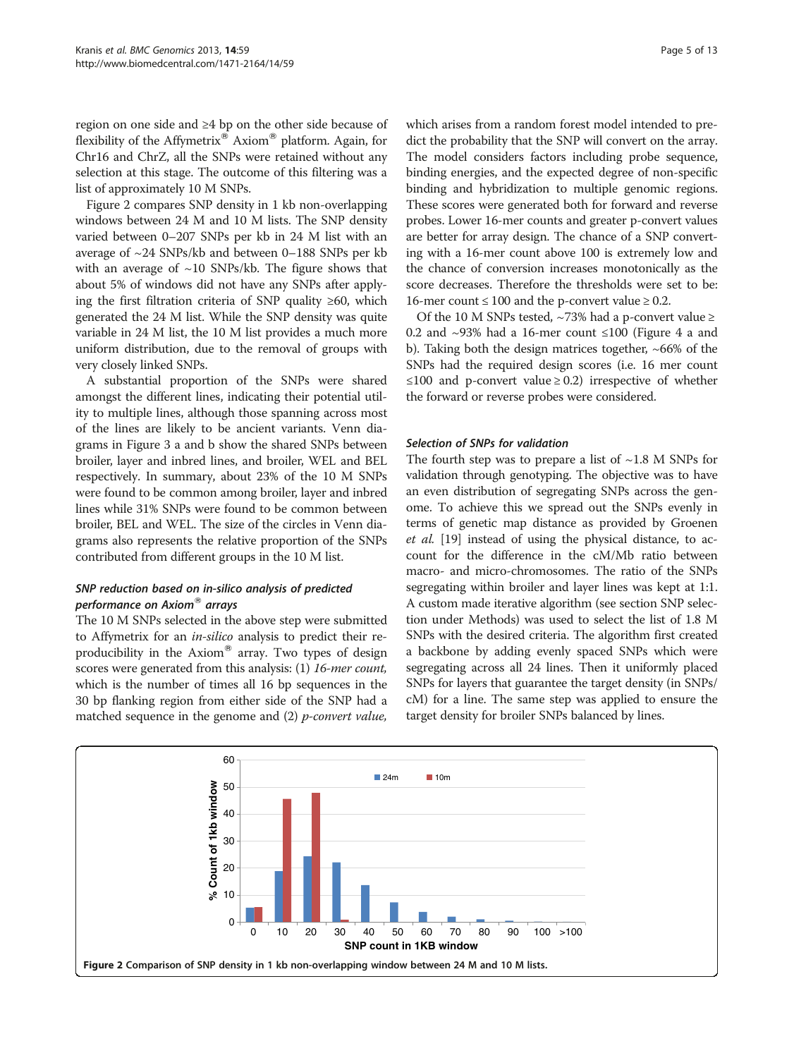region on one side and ≥4 bp on the other side because of flexibility of the Affymetrix® Axiom® platform. Again, for Chr16 and ChrZ, all the SNPs were retained without any selection at this stage. The outcome of this filtering was a list of approximately 10 M SNPs.

Figure 2 compares SNP density in 1 kb non-overlapping windows between 24 M and 10 M lists. The SNP density varied between 0–207 SNPs per kb in 24 M list with an average of ~24 SNPs/kb and between 0–188 SNPs per kb with an average of ~10 SNPs/kb. The figure shows that about 5% of windows did not have any SNPs after applying the first filtration criteria of SNP quality ≥60, which generated the 24 M list. While the SNP density was quite variable in 24 M list, the 10 M list provides a much more uniform distribution, due to the removal of groups with very closely linked SNPs.

A substantial proportion of the SNPs were shared amongst the different lines, indicating their potential utility to multiple lines, although those spanning across most of the lines are likely to be ancient variants. Venn diagrams in Figure 3 a and b show the shared SNPs between broiler, layer and inbred lines, and broiler, WEL and BEL respectively. In summary, about 23% of the 10 M SNPs were found to be common among broiler, layer and inbred lines while 31% SNPs were found to be common between broiler, BEL and WEL. The size of the circles in Venn diagrams also represents the relative proportion of the SNPs contributed from different groups in the 10 M list.

### *SNP reduction based on in-silico analysis of predicted performance on Axiom® arrays*

The 10 M SNPs selected in the above step were submitted to Affymetrix for an *in-silico* analysis to predict their reproducibility in the Axiom® array. Two types of design scores were generated from this analysis: (1) *16-mer count*, which is the number of times all 16 bp sequences in the 30 bp flanking region from either side of the SNP had a matched sequence in the genome and (2) *p-convert value*, which arises from a random forest model intended to predict the probability that the SNP will convert on the array. The model considers factors including probe sequence, binding energies, and the expected degree of non-specific binding and hybridization to multiple genomic regions. These scores were generated both for forward and reverse probes. Lower 16-mer counts and greater p-convert values are better for array design. The chance of a SNP converting with a 16-mer count above 100 is extremely low and the chance of conversion increases monotonically as the score decreases. Therefore the thresholds were set to be: 16-mer count ≤ 100 and the p-convert value ≥ 0.2.

Of the 10 M SNPs tested, ~73% had a p-convert value ≥ 0.2 and ~93% had a 16-mer count ≤100 (Figure 4 a and b). Taking both the design matrices together, ~66% of the SNPs had the required design scores (i.e. 16 mer count ≤100 and p-convert value ≥ 0.2) irrespective of whether the forward or reverse probes were considered.

### *Selection of SNPs for validation*

The fourth step was to prepare a list of ~1.8 M SNPs for validation through genotyping. The objective was to have an even distribution of segregating SNPs across the genome. To achieve this we spread out the SNPs evenly in terms of genetic map distance as provided by Groenen *et al.* [19] instead of using the physical distance, to account for the difference in the cM/Mb ratio between macro- and micro-chromosomes. The ratio of the SNPs segregating within broiler and layer lines was kept at 1:1. A custom made iterative algorithm (see section SNP selection under Methods) was used to select the list of 1.8 M SNPs with the desired criteria. The algorithm first created a backbone by adding evenly spaced SNPs which were segregating across all 24 lines. Then it uniformly placed SNPs for layers that guarantee the target density (in SNPs/cM) for a line. The same step was applied to ensure the target density for broiler SNPs balanced by lines.

**Figure 2** Comparison of SNP density in 1 kb non-overlapping window between 24 M and 10 M lists.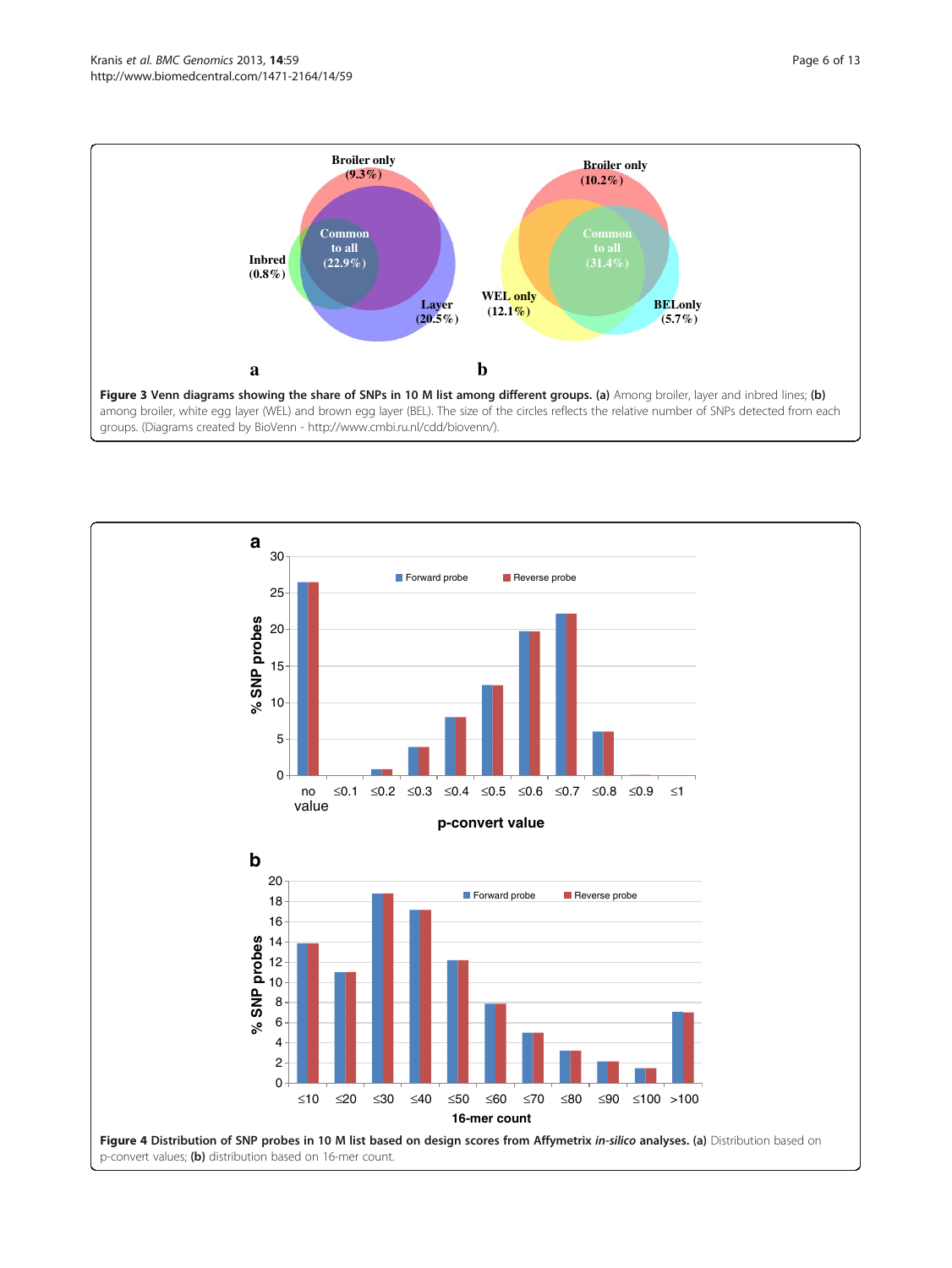**Figure 3 Venn diagrams showing the share of SNPs in 10 M list among different groups. (a)** Among broiler, layer and inbred lines; **(b)** among broiler, white egg layer (WEL) and brown egg layer (BEL). The size of the circles reflects the relative number of SNPs detected from each groups. (Diagrams created by BioVenn - http://www.cmbi.ru.nl/cdd/biovenn/).

**Figure 4 Distribution of SNP probes in 10 M list based on design scores from Affymetrix *in-silico* analyses. (a)** Distribution based on p-convert values; **(b)** distribution based on 16-mer count.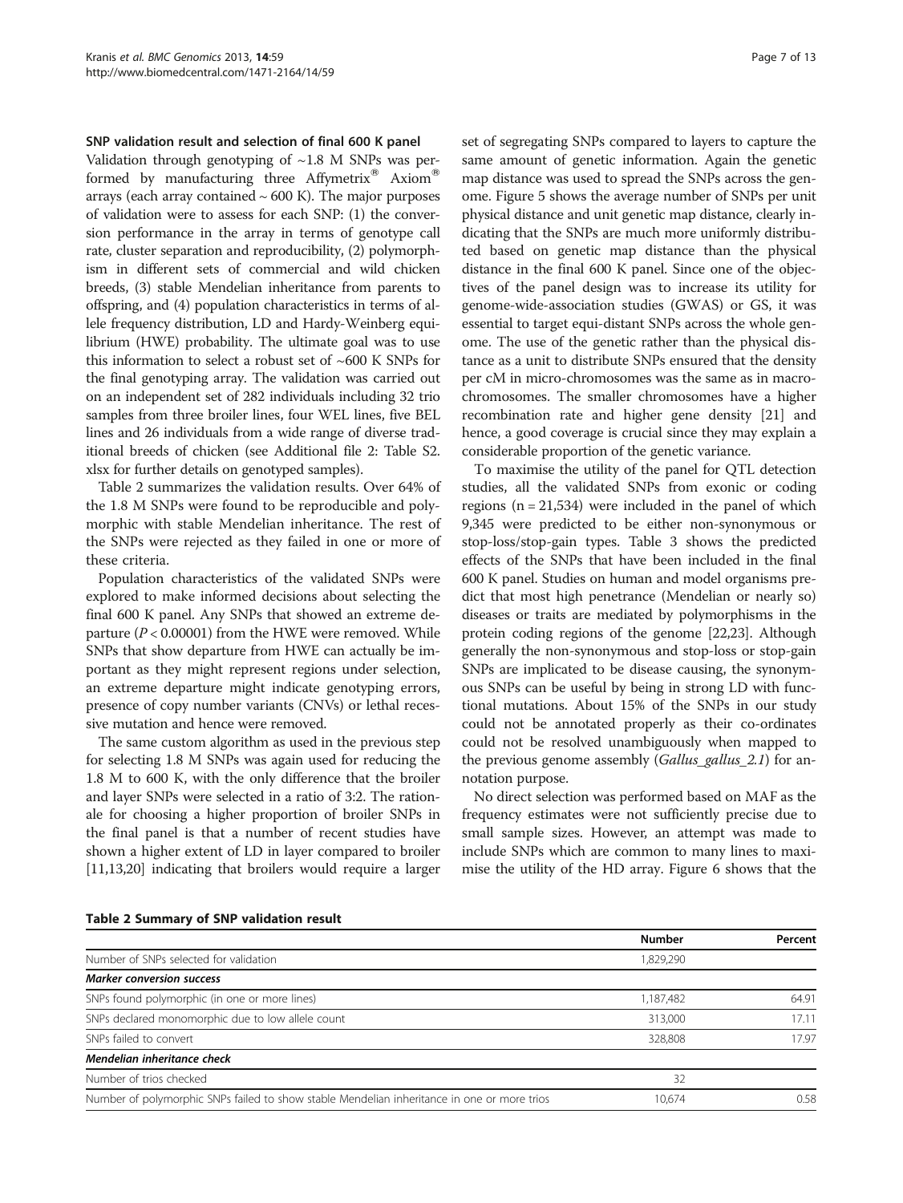### SNP validation result and selection of final 600 K panel

Validation through genotyping of ~1.8 M SNPs was performed by manufacturing three Affymetrix® Axiom® arrays (each array contained ~ 600 K). The major purposes of validation were to assess for each SNP: (1) the conversion performance in the array in terms of genotype call rate, cluster separation and reproducibility, (2) polymorphism in different sets of commercial and wild chicken breeds, (3) stable Mendelian inheritance from parents to offspring, and (4) population characteristics in terms of allele frequency distribution, LD and Hardy-Weinberg equilibrium (HWE) probability. The ultimate goal was to use this information to select a robust set of ~600 K SNPs for the final genotyping array. The validation was carried out on an independent set of 282 individuals including 32 trio samples from three broiler lines, four WEL lines, five BEL lines and 26 individuals from a wide range of diverse traditional breeds of chicken (see Additional file 2: Table S2. xlsx for further details on genotyped samples).

Table 2 summarizes the validation results. Over 64% of the 1.8 M SNPs were found to be reproducible and polymorphic with stable Mendelian inheritance. The rest of the SNPs were rejected as they failed in one or more of these criteria.

Population characteristics of the validated SNPs were explored to make informed decisions about selecting the final 600 K panel. Any SNPs that showed an extreme departure ($P < 0.00001$) from the HWE were removed. While SNPs that show departure from HWE can actually be important as they might represent regions under selection, an extreme departure might indicate genotyping errors, presence of copy number variants (CNVs) or lethal recessive mutation and hence were removed.

The same custom algorithm as used in the previous step for selecting 1.8 M SNPs was again used for reducing the 1.8 M to 600 K, with the only difference that the broiler and layer SNPs were selected in a ratio of 3:2. The rationale for choosing a higher proportion of broiler SNPs in the final panel is that a number of recent studies have shown a higher extent of LD in layer compared to broiler [11,13,20] indicating that broilers would require a larger set of segregating SNPs compared to layers to capture the same amount of genetic information. Again the genetic map distance was used to spread the SNPs across the genome. Figure 5 shows the average number of SNPs per unit physical distance and unit genetic map distance, clearly indicating that the SNPs are much more uniformly distributed based on genetic map distance than the physical distance in the final 600 K panel. Since one of the objectives of the panel design was to increase its utility for genome-wide-association studies (GWAS) or GS, it was essential to target equi-distant SNPs across the whole genome. The use of the genetic rather than the physical distance as a unit to distribute SNPs ensured that the density per cM in micro-chromosomes was the same as in macro-chromosomes. The smaller chromosomes have a higher recombination rate and higher gene density [21] and hence, a good coverage is crucial since they may explain a considerable proportion of the genetic variance.

To maximise the utility of the panel for QTL detection studies, all the validated SNPs from exonic or coding regions (n = 21,534) were included in the panel of which 9,345 were predicted to be either non-synonymous or stop-loss/stop-gain types. Table 3 shows the predicted effects of the SNPs that have been included in the final 600 K panel. Studies on human and model organisms predict that most high penetrance (Mendelian or nearly so) diseases or traits are mediated by polymorphisms in the protein coding regions of the genome [22,23]. Although generally the non-synonymous and stop-loss or stop-gain SNPs are implicated to be disease causing, the synonymous SNPs can be useful by being in strong LD with functional mutations. About 15% of the SNPs in our study could not be annotated properly as their co-ordinates could not be resolved unambiguously when mapped to the previous genome assembly (*Gallus_gallus_2.1*) for annotation purpose.

No direct selection was performed based on MAF as the frequency estimates were not sufficiently precise due to small sample sizes. However, an attempt was made to include SNPs which are common to many lines to maximise the utility of the HD array. Figure 6 shows that the

**Table 2 Summary of SNP validation result**

| | Number | Percent |
|---|---|---|
| Number of SNPs selected for validation | 1,829,290 | |
| ***Marker conversion success*** | | |
| SNPs found polymorphic (in one or more lines) | 1,187,482 | 64.91 |
| SNPs declared monomorphic due to low allele count | 313,000 | 17.11 |
| SNPs failed to convert | 328,808 | 17.97 |
| ***Mendelian inheritance check*** | | |
| Number of trios checked | 32 | |
| Number of polymorphic SNPs failed to show stable Mendelian inheritance in one or more trios | 10,674 | 0.58 |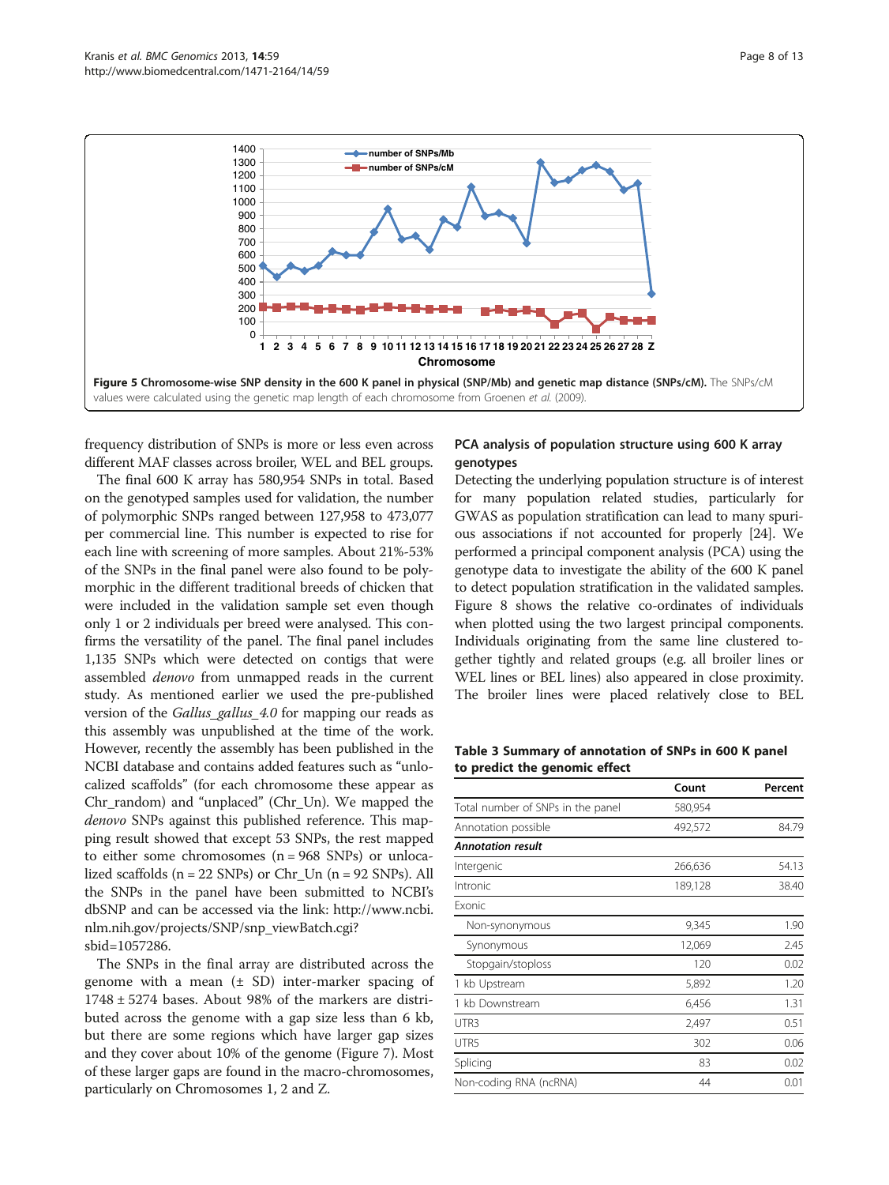**Figure 5 Chromosome-wise SNP density in the 600 K panel in physical (SNP/Mb) and genetic map distance (SNPs/cM).** The SNPs/cM values were calculated using the genetic map length of each chromosome from Groenen *et al.* (2009).

frequency distribution of SNPs is more or less even across different MAF classes across broiler, WEL and BEL groups.

The final 600 K array has 580,954 SNPs in total. Based on the genotyped samples used for validation, the number of polymorphic SNPs ranged between 127,958 to 473,077 per commercial line. This number is expected to rise for each line with screening of more samples. About 21%-53% of the SNPs in the final panel were also found to be polymorphic in the different traditional breeds of chicken that were included in the validation sample set even though only 1 or 2 individuals per breed were analysed. This confirms the versatility of the panel. The final panel includes 1,135 SNPs which were detected on contigs that were assembled *denovo* from unmapped reads in the current study. As mentioned earlier we used the pre-published version of the *Gallus_gallus_4.0* for mapping our reads as this assembly was unpublished at the time of the work. However, recently the assembly has been published in the NCBI database and contains added features such as "unlocalized scaffolds" (for each chromosome these appear as Chr_random) and "unplaced" (Chr_Un). We mapped the *denovo* SNPs against this published reference. This mapping result showed that except 53 SNPs, the rest mapped to either some chromosomes (n = 968 SNPs) or unlocalized scaffolds (n = 22 SNPs) or Chr_Un (n = 92 SNPs). All the SNPs in the panel have been submitted to NCBI's dbSNP and can be accessed via the link: http://www.ncbi.nlm.nih.gov/projects/SNP/snp_viewBatch.cgi?sbid=1057286.

The SNPs in the final array are distributed across the genome with a mean (± SD) inter-marker spacing of 1748 ± 5274 bases. About 98% of the markers are distributed across the genome with a gap size less than 6 kb, but there are some regions which have larger gap sizes and they cover about 10% of the genome (Figure 7). Most of these larger gaps are found in the macro-chromosomes, particularly on Chromosomes 1, 2 and Z.

## PCA analysis of population structure using 600 K array genotypes

Detecting the underlying population structure is of interest for many population related studies, particularly for GWAS as population stratification can lead to many spurious associations if not accounted for properly [24]. We performed a principal component analysis (PCA) using the genotype data to investigate the ability of the 600 K panel to detect population stratification in the validated samples. Figure 8 shows the relative co-ordinates of individuals when plotted using the two largest principal components. Individuals originating from the same line clustered together tightly and related groups (e.g. all broiler lines or WEL lines or BEL lines) also appeared in close proximity. The broiler lines were placed relatively close to BEL

**Table 3 Summary of annotation of SNPs in 600 K panel to predict the genomic effect**

| | Count | Percent |
|---|---|---|
| Total number of SNPs in the panel | 580,954 | |
| Annotation possible | 492,572 | 84.79 |
| ***Annotation result*** | | |
| Intergenic | 266,636 | 54.13 |
| Intronic | 189,128 | 38.40 |
| Exonic | | |
| Non-synonymous | 9,345 | 1.90 |
| Synonymous | 12,069 | 2.45 |
| Stopgain/stoploss | 120 | 0.02 |
| 1 kb Upstream | 5,892 | 1.20 |
| 1 kb Downstream | 6,456 | 1.31 |
| UTR3 | 2,497 | 0.51 |
| UTR5 | 302 | 0.06 |
| Splicing | 83 | 0.02 |
| Non-coding RNA (ncRNA) | 44 | 0.01 |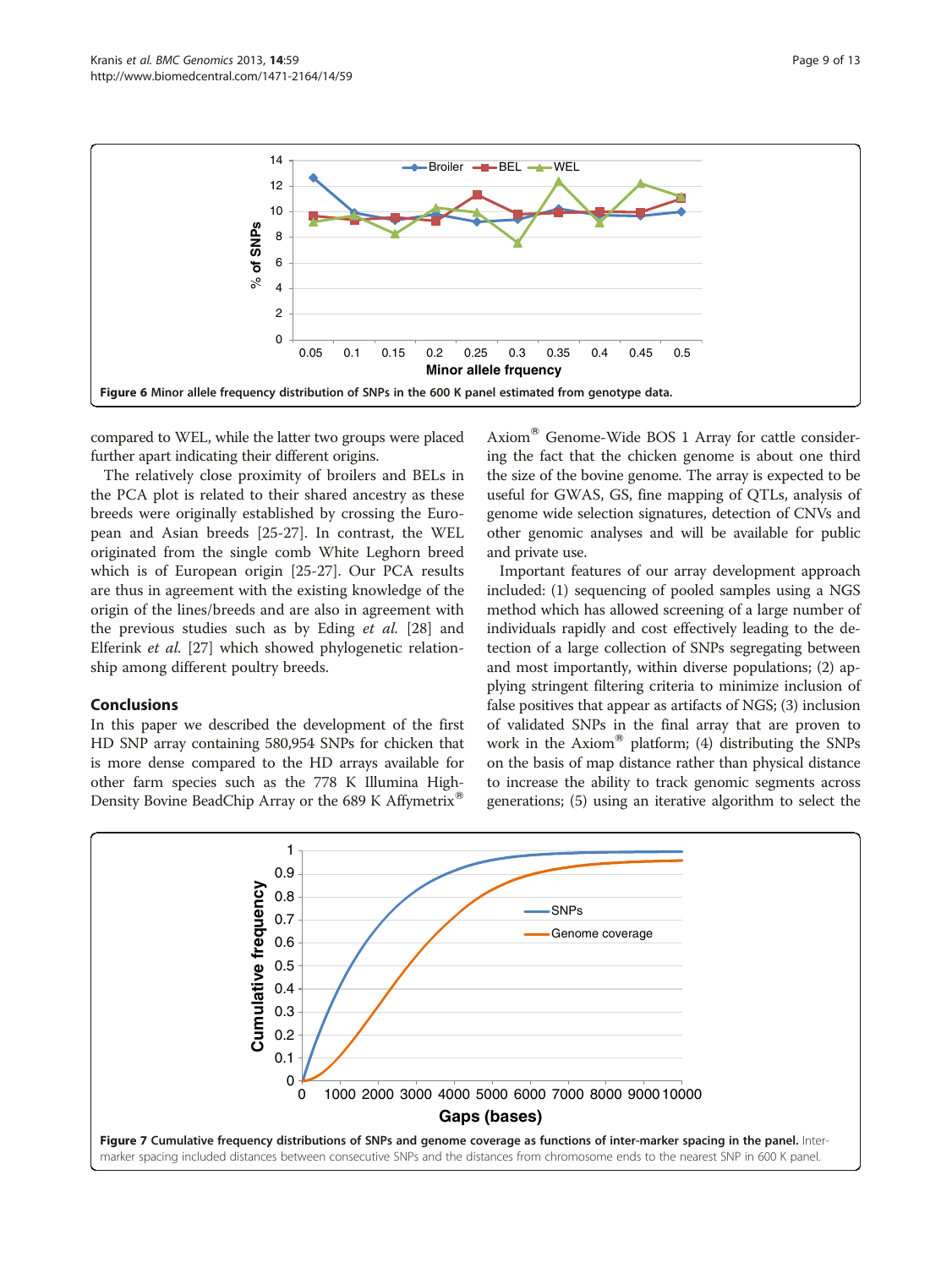**Figure 6 Minor allele frequency distribution of SNPs in the 600 K panel estimated from genotype data.**

compared to WEL, while the latter two groups were placed further apart indicating their different origins.

The relatively close proximity of broilers and BELs in the PCA plot is related to their shared ancestry as these breeds were originally established by crossing the European and Asian breeds [25-27]. In contrast, the WEL originated from the single comb White Leghorn breed which is of European origin [25-27]. Our PCA results are thus in agreement with the existing knowledge of the origin of the lines/breeds and are also in agreement with the previous studies such as by Eding *et al.* [28] and Elferink *et al.* [27] which showed phylogenetic relationship among different poultry breeds.

## Conclusions

In this paper we described the development of the first HD SNP array containing 580,954 SNPs for chicken that is more dense compared to the HD arrays available for other farm species such as the 778 K Illumina High-Density Bovine BeadChip Array or the 689 K Affymetrix® Axiom® Genome-Wide BOS 1 Array for cattle considering the fact that the chicken genome is about one third the size of the bovine genome. The array is expected to be useful for GWAS, GS, fine mapping of QTLs, analysis of genome wide selection signatures, detection of CNVs and other genomic analyses and will be available for public and private use.

Important features of our array development approach included: (1) sequencing of pooled samples using a NGS method which has allowed screening of a large number of individuals rapidly and cost effectively leading to the detection of a large collection of SNPs segregating between and most importantly, within diverse populations; (2) applying stringent filtering criteria to minimize inclusion of false positives that appear as artifacts of NGS; (3) inclusion of validated SNPs in the final array that are proven to work in the Axiom® platform; (4) distributing the SNPs on the basis of map distance rather than physical distance to increase the ability to track genomic segments across generations; (5) using an iterative algorithm to select the

**Figure 7 Cumulative frequency distributions of SNPs and genome coverage as functions of inter-marker spacing in the panel.** Inter-marker spacing included distances between consecutive SNPs and the distances from chromosome ends to the nearest SNP in 600 K panel.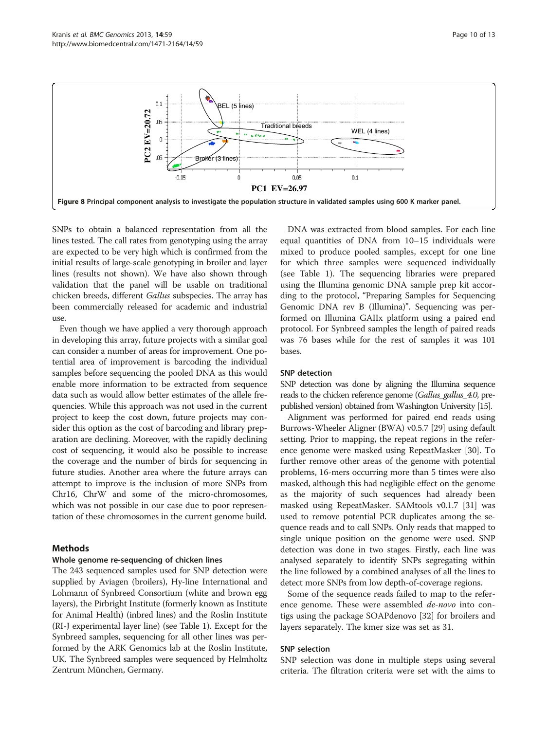PC2 EV=20.72

0.1

.05

0

.05

-0.05

0

0.05

0.1

PC1 EV=26.97

BEL (5 lines)

Traditional breeds

WEL (4 lines)

Broiler (3 lines)

**Figure 8 Principal component analysis to investigate the population structure in validated samples using 600 K marker panel.**

SNPs to obtain a balanced representation from all the lines tested. The call rates from genotyping using the array are expected to be very high which is confirmed from the initial results of large-scale genotyping in broiler and layer lines (results not shown). We have also shown through validation that the panel will be usable on traditional chicken breeds, different *Gallus* subspecies. The array has been commercially released for academic and industrial use.

Even though we have applied a very thorough approach in developing this array, future projects with a similar goal can consider a number of areas for improvement. One potential area of improvement is barcoding the individual samples before sequencing the pooled DNA as this would enable more information to be extracted from sequence data such as would allow better estimates of the allele frequencies. While this approach was not used in the current project to keep the cost down, future projects may consider this option as the cost of barcoding and library preparation are declining. Moreover, with the rapidly declining cost of sequencing, it would also be possible to increase the coverage and the number of birds for sequencing in future studies. Another area where the future arrays can attempt to improve is the inclusion of more SNPs from Chr16, ChrW and some of the micro-chromosomes, which was not possible in our case due to poor representation of these chromosomes in the current genome build.

## Methods

### Whole genome re-sequencing of chicken lines

The 243 sequenced samples used for SNP detection were supplied by Aviagen (broilers), Hy-line International and Lohmann of Synbreed Consortium (white and brown egg layers), the Pirbright Institute (formerly known as Institute for Animal Health) (inbred lines) and the Roslin Institute (RI-J experimental layer line) (see Table 1). Except for the Synbreed samples, sequencing for all other lines was performed by the ARK Genomics lab at the Roslin Institute, UK. The Synbreed samples were sequenced by Helmholtz Zentrum München, Germany.

DNA was extracted from blood samples. For each line equal quantities of DNA from 10–15 individuals were mixed to produce pooled samples, except for one line for which three samples were sequenced individually (see Table 1). The sequencing libraries were prepared using the Illumina genomic DNA sample prep kit according to the protocol, "Preparing Samples for Sequencing Genomic DNA rev B (Illumina)". Sequencing was performed on Illumina GAIIx platform using a paired end protocol. For Synbreed samples the length of paired reads was 76 bases while for the rest of samples it was 101 bases.

### SNP detection

SNP detection was done by aligning the Illumina sequence reads to the chicken reference genome (*Gallus_gallus_4.0*, prepublished version) obtained from Washington University [15].

Alignment was performed for paired end reads using Burrows-Wheeler Aligner (BWA) v0.5.7 [29] using default setting. Prior to mapping, the repeat regions in the reference genome were masked using RepeatMasker [30]. To further remove other areas of the genome with potential problems, 16-mers occurring more than 5 times were also masked, although this had negligible effect on the genome as the majority of such sequences had already been masked using RepeatMasker. SAMtools v0.1.7 [31] was used to remove potential PCR duplicates among the sequence reads and to call SNPs. Only reads that mapped to single unique position on the genome were used. SNP detection was done in two stages. Firstly, each line was analysed separately to identify SNPs segregating within the line followed by a combined analyses of all the lines to detect more SNPs from low depth-of-coverage regions.

Some of the sequence reads failed to map to the reference genome. These were assembled *de-novo* into contigs using the package SOAPdenovo [32] for broilers and layers separately. The kmer size was set as 31.

### SNP selection

SNP selection was done in multiple steps using several criteria. The filtration criteria were set with the aims to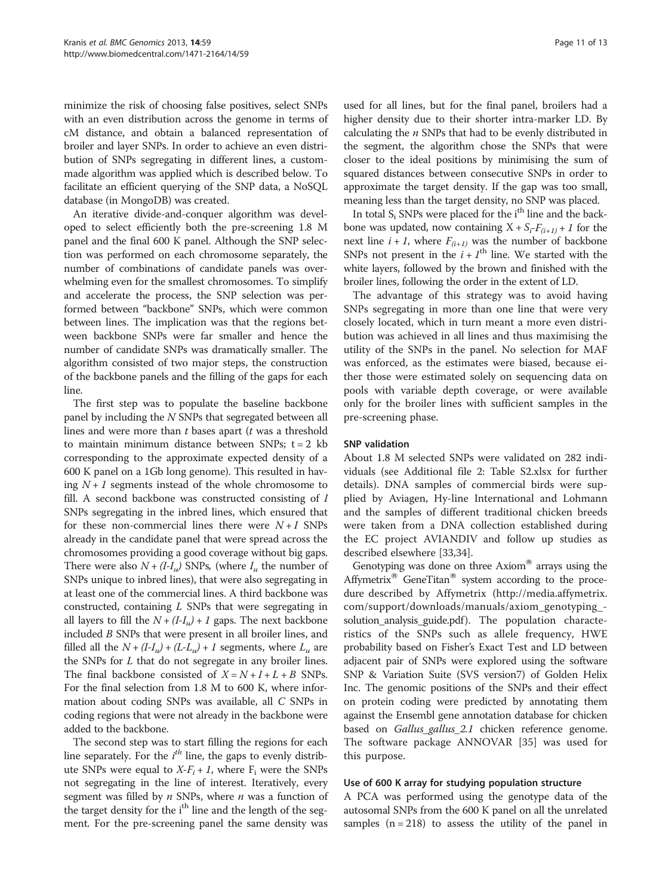minimize the risk of choosing false positives, select SNPs with an even distribution across the genome in terms of cM distance, and obtain a balanced representation of broiler and layer SNPs. In order to achieve an even distribution of SNPs segregating in different lines, a custom-made algorithm was applied which is described below. To facilitate an efficient querying of the SNP data, a NoSQL database (in MongoDB) was created.

An iterative divide-and-conquer algorithm was developed to select efficiently both the pre-screening 1.8 M panel and the final 600 K panel. Although the SNP selection was performed on each chromosome separately, the number of combinations of candidate panels was overwhelming even for the smallest chromosomes. To simplify and accelerate the process, the SNP selection was performed between "backbone" SNPs, which were common between lines. The implication was that the regions between backbone SNPs were far smaller and hence the number of candidate SNPs was dramatically smaller. The algorithm consisted of two major steps, the construction of the backbone panels and the filling of the gaps for each line.

The first step was to populate the baseline backbone panel by including the $N$ SNPs that segregated between all lines and were more than $t$ bases apart ($t$ was a threshold to maintain minimum distance between SNPs; $t = 2$ kb corresponding to the approximate expected density of a 600 K panel on a 1Gb long genome). This resulted in having $N + 1$ segments instead of the whole chromosome to fill. A second backbone was constructed consisting of $I$ SNPs segregating in the inbred lines, which ensured that for these non-commercial lines there were $N + I$ SNPs already in the candidate panel that were spread across the chromosomes providing a good coverage without big gaps. There were also $N + (I-I_u)$ SNPs, (where $I_u$ the number of SNPs unique to inbred lines), that were also segregating in at least one of the commercial lines. A third backbone was constructed, containing $L$ SNPs that were segregating in all layers to fill the $N + (I-I_u) + 1$ gaps. The next backbone included $B$ SNPs that were present in all broiler lines, and filled all the $N + (I-I_u) + (L-L_u) + 1$ segments, where $L_u$ are the SNPs for $L$ that do not segregate in any broiler lines. The final backbone consisted of $X = N + I + L + B$ SNPs. For the final selection from 1.8 M to 600 K, where information about coding SNPs was available, all $C$ SNPs in coding regions that were not already in the backbone were added to the backbone.

The second step was to start filling the regions for each line separately. For the $i^{th}$ line, the gaps to evenly distribute SNPs were equal to $X-F_i + 1$, where $F_i$ were the SNPs not segregating in the line of interest. Iteratively, every segment was filled by $n$ SNPs, where $n$ was a function of the target density for the $i^{th}$ line and the length of the segment. For the pre-screening panel the same density was used for all lines, but for the final panel, broilers had a higher density due to their shorter intra-marker LD. By calculating the $n$ SNPs that had to be evenly distributed in the segment, the algorithm chose the SNPs that were closer to the ideal positions by minimising the sum of squared distances between consecutive SNPs in order to approximate the target density. If the gap was too small, meaning less than the target density, no SNP was placed.

In total $S_i$ SNPs were placed for the $i^{th}$ line and the backbone was updated, now containing $X + S_i - F_{(i+1)} + 1$ for the next line $i + 1$, where $F_{(i+1)}$ was the number of backbone SNPs not present in the $i + 1^{th}$ line. We started with the white layers, followed by the brown and finished with the broiler lines, following the order in the extent of LD.

The advantage of this strategy was to avoid having SNPs segregating in more than one line that were very closely located, which in turn meant a more even distribution was achieved in all lines and thus maximising the utility of the SNPs in the panel. No selection for MAF was enforced, as the estimates were biased, because either those were estimated solely on sequencing data on pools with variable depth coverage, or were available only for the broiler lines with sufficient samples in the pre-screening phase.

### SNP validation

About 1.8 M selected SNPs were validated on 282 individuals (see Additional file 2: Table S2.xlsx for further details). DNA samples of commercial birds were supplied by Aviagen, Hy-line International and Lohmann and the samples of different traditional chicken breeds were taken from a DNA collection established during the EC project AVIANDIV and follow up studies as described elsewhere [33,34].

Genotyping was done on three Axiom® arrays using the Affymetrix® GeneTitan® system according to the procedure described by Affymetrix (http://media.affymetrix.com/support/downloads/manuals/axiom_genotyping_solution_analysis_guide.pdf). The population characteristics of the SNPs such as allele frequency, HWE probability based on Fisher's Exact Test and LD between adjacent pair of SNPs were explored using the software SNP & Variation Suite (SVS version7) of Golden Helix Inc. The genomic positions of the SNPs and their effect on protein coding were predicted by annotating them against the Ensembl gene annotation database for chicken based on *Gallus_gallus_2.1* chicken reference genome. The software package ANNOVAR [35] was used for this purpose.

### Use of 600 K array for studying population structure

A PCA was performed using the genotype data of the autosomal SNPs from the 600 K panel on all the unrelated samples (n = 218) to assess the utility of the panel in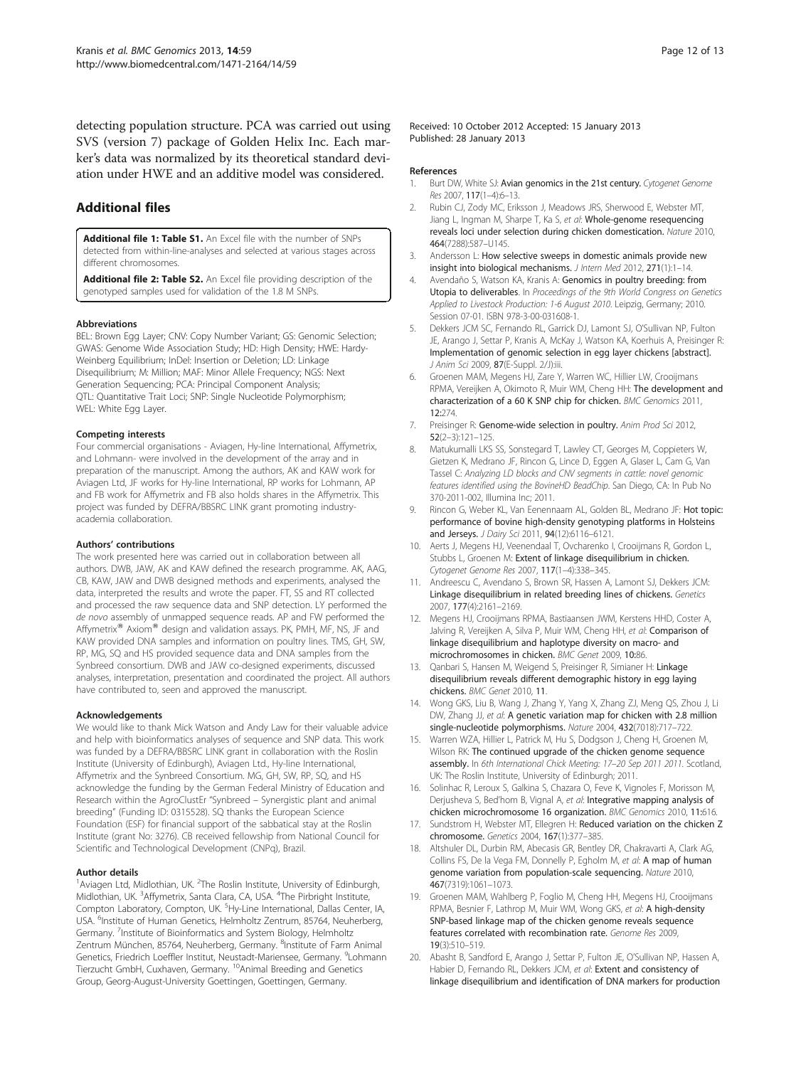detecting population structure. PCA was carried out using SVS (version 7) package of Golden Helix Inc. Each marker's data was normalized by its theoretical standard deviation under HWE and an additive model was considered.

## Additional files

**Additional file 1: Table S1.** An Excel file with the number of SNPs detected from within-line-analyses and selected at various stages across different chromosomes.

**Additional file 2: Table S2.** An Excel file providing description of the genotyped samples used for validation of the 1.8 M SNPs.

#### Abbreviations

BEL: Brown Egg Layer; CNV: Copy Number Variant; GS: Genomic Selection; GWAS: Genome Wide Association Study; HD: High Density; HWE: Hardy-Weinberg Equilibrium; InDel: Insertion or Deletion; LD: Linkage Disequilibrium; M: Million; MAF: Minor Allele Frequency; NGS: Next Generation Sequencing; PCA: Principal Component Analysis; QTL: Quantitative Trait Loci; SNP: Single Nucleotide Polymorphism; WEL: White Egg Layer.

#### Competing interests

Four commercial organisations - Aviagen, Hy-line International, Affymetrix, and Lohmann- were involved in the development of the array and in preparation of the manuscript. Among the authors, AK and KAW work for Aviagen Ltd, JF works for Hy-line International, RP works for Lohmann, AP and FB work for Affymetrix and FB also holds shares in the Affymetrix. This project was funded by DEFRA/BBSRC LINK grant promoting industry-academia collaboration.

#### Authors' contributions

The work presented here was carried out in collaboration between all authors. DWB, JAW, AK and KAW defined the research programme. AK, AAG, CB, KAW, JAW and DWB designed methods and experiments, analysed the data, interpreted the results and wrote the paper. FT, SS and RT collected and processed the raw sequence data and SNP detection. LY performed the *de novo* assembly of unmapped sequence reads. AP and FW performed the Affymetrix® Axiom® design and validation assays. PK, PMH, MF, NS, JF and KAW provided DNA samples and information on poultry lines. TMS, GH, SW, RP, MG, SQ and HS provided sequence data and DNA samples from the Synbreed consortium. DWB and JAW co-designed experiments, discussed analyses, interpretation, presentation and coordinated the project. All authors have contributed to, seen and approved the manuscript.

#### Acknowledgements

We would like to thank Mick Watson and Andy Law for their valuable advice and help with bioinformatics analyses of sequence and SNP data. This work was funded by a DEFRA/BBSRC LINK grant in collaboration with the Roslin Institute (University of Edinburgh), Aviagen Ltd., Hy-line International, Affymetrix and the Synbreed Consortium. MG, GH, SW, RP, SQ, and HS acknowledge the funding by the German Federal Ministry of Education and Research within the AgroClustEr "Synbreed – Synergistic plant and animal breeding" (Funding ID: 0315528). SQ thanks the European Science Foundation (ESF) for financial support of the sabbatical stay at the Roslin Institute (grant No: 3276). CB received fellowship from National Council for Scientific and Technological Development (CNPq), Brazil.

#### Author details

[1]Aviagen Ltd, Midlothian, UK. [2]The Roslin Institute, University of Edinburgh, Midlothian, UK. [3]Affymetrix, Santa Clara, CA, USA. [4]The Pirbright Institute, Compton Laboratory, Compton, UK. [5]Hy-Line International, Dallas Center, IA, USA. [6]Institute of Human Genetics, Helmholtz Zentrum, 85764, Neuherberg, Germany. [7]Institute of Bioinformatics and System Biology, Helmholtz Zentrum München, 85764, Neuherberg, Germany. [8]Institute of Farm Animal Genetics, Friedrich Loeffler Institut, Neustadt-Mariensee, Germany. [9]Lohmann Tierzucht GmbH, Cuxhaven, Germany. [10]Animal Breeding and Genetics Group, Georg-August-University Goettingen, Goettingen, Germany.

Received: 10 October 2012 Accepted: 15 January 2013
Published: 28 January 2013

#### References

1. Burt DW, White SJ: **Avian genomics in the 21st century.** *Cytogenet Genome Res* 2007, **117**(1–4):6–13.
2. Rubin CJ, Zody MC, Eriksson J, Meadows JRS, Sherwood E, Webster MT, Jiang L, Ingman M, Sharpe T, Ka S, *et al*: **Whole-genome resequencing reveals loci under selection during chicken domestication.** *Nature* 2010, **464**(7288):587–U145.
3. Andersson L: **How selective sweeps in domestic animals provide new insight into biological mechanisms.** *J Intern Med* 2012, **271**(1):1–14.
4. Avendaño S, Watson KA, Kranis A: **Genomics in poultry breeding: from Utopia to deliverables**. In *Proceedings of the 9th World Congress on Genetics Applied to Livestock Production: 1-6 August 2010*. Leipzig, Germany; 2010. Session 07-01. ISBN 978-3-00-031608-1.
5. Dekkers JCM SC, Fernando RL, Garrick DJ, Lamont SJ, O'Sullivan NP, Fulton JE, Arango J, Settar P, Kranis A, McKay J, Watson KA, Koerhuis A, Preisinger R: **Implementation of genomic selection in egg layer chickens [abstract].** *J Anim Sci* 2009, **87**(E-Suppl. 2/J):iii.
6. Groenen MAM, Megens HJ, Zare Y, Warren WC, Hillier LW, Crooijmans RPMA, Vereijken A, Okimoto R, Muir WM, Cheng HH: **The development and characterization of a 60 K SNP chip for chicken.** *BMC Genomics* 2011, **12:**274.
7. Preisinger R: **Genome-wide selection in poultry.** *Anim Prod Sci* 2012, **52**(2–3):121–125.
8. Matukumalli LKS SS, Sonstegard T, Lawley CT, Georges M, Coppieters W, Gietzen K, Medrano JF, Rincon G, Lince D, Eggen A, Glaser L, Cam G, Van Tassel C: *Analyzing LD blocks and CNV segments in cattle: novel genomic features identified using the BovineHD BeadChip*. San Diego, CA: In Pub No 370-2011-002, Illumina Inc; 2011.
9. Rincon G, Weber KL, Van Eenennaam AL, Golden BL, Medrano JF: **Hot topic: performance of bovine high-density genotyping platforms in Holsteins and Jerseys.** *J Dairy Sci* 2011, **94**(12):6116–6121.
10. Aerts J, Megens HJ, Veenendaal T, Ovcharenko I, Crooijmans R, Gordon L, Stubbs L, Groenen M: **Extent of linkage disequilibrium in chicken.** *Cytogenet Genome Res* 2007, **117**(1–4):338–345.
11. Andreescu C, Avendano S, Brown SR, Hassen A, Lamont SJ, Dekkers JCM: **Linkage disequilibrium in related breeding lines of chickens.** *Genetics* 2007, **177**(4):2161–2169.
12. Megens HJ, Crooijmans RPMA, Bastiaansen JWM, Kerstens HHD, Coster A, Jalving R, Vereijken A, Silva P, Muir WM, Cheng HH, *et al*: **Comparison of linkage disequilibrium and haplotype diversity on macro- and microchromosomes in chicken.** *BMC Genet* 2009, **10:**86.
13. Qanbari S, Hansen M, Weigend S, Preisinger R, Simianer H: **Linkage disequilibrium reveals different demographic history in egg laying chickens.** *BMC Genet* 2010, **11**.
14. Wong GKS, Liu B, Wang J, Zhang Y, Yang X, Zhang ZJ, Meng QS, Zhou J, Li DW, Zhang JJ, *et al*: **A genetic variation map for chicken with 2.8 million single-nucleotide polymorphisms.** *Nature* 2004, **432**(7018):717–722.
15. Warren WZA, Hillier L, Patrick M, Hu S, Dodgson J, Cheng H, Groenen M, Wilson RK: **The continued upgrade of the chicken genome sequence assembly.** In *6th International Chick Meeting: 17–20 Sep 2011 2011*. Scotland, UK: The Roslin Institute, University of Edinburgh; 2011.
16. Solinhac R, Leroux S, Galkina S, Chazara O, Feve K, Vignoles F, Morisson M, Derjusheva S, Bed'hom B, Vignal A, *et al*: **Integrative mapping analysis of chicken microchromosome 16 organization.** *BMC Genomics* 2010, **11:**616.
17. Sundstrom H, Webster MT, Ellegren H: **Reduced variation on the chicken Z chromosome.** *Genetics* 2004, **167**(1):377–385.
18. Altshuler DL, Durbin RM, Abecasis GR, Bentley DR, Chakravarti A, Clark AG, Collins FS, De la Vega FM, Donnelly P, Egholm M, *et al*: **A map of human genome variation from population-scale sequencing.** *Nature* 2010, **467**(7319):1061–1073.
19. Groenen MAM, Wahlberg P, Foglio M, Cheng HH, Megens HJ, Crooijmans RPMA, Besnier F, Lathrop M, Muir WM, Wong GKS, *et al*: **A high-density SNP-based linkage map of the chicken genome reveals sequence features correlated with recombination rate.** *Genome Res* 2009, **19**(3):510–519.
20. Abasht B, Sandford E, Arango J, Settar P, Fulton JE, O'Sullivan NP, Hassen A, Habier D, Fernando RL, Dekkers JCM, *et al*: **Extent and consistency of linkage disequilibrium and identification of DNA markers for production**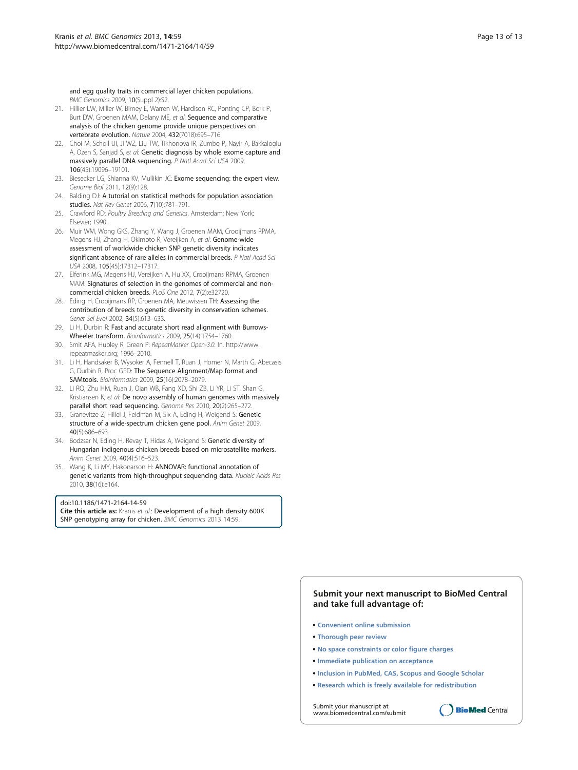and egg quality traits in commercial layer chicken populations. *BMC Genomics* 2009, **10**(Suppl 2):S2.

21. Hillier LW, Miller W, Birney E, Warren W, Hardison RC, Ponting CP, Bork P, Burt DW, Groenen MAM, Delany ME, *et al*: **Sequence and comparative analysis of the chicken genome provide unique perspectives on vertebrate evolution.** *Nature* 2004, **432**(7018):695–716.
22. Choi M, Scholl UI, Ji WZ, Liu TW, Tikhonova IR, Zumbo P, Nayir A, Bakkaloglu A, Ozen S, Sanjad S, *et al*: **Genetic diagnosis by whole exome capture and massively parallel DNA sequencing.** *P Natl Acad Sci USA* 2009, **106**(45):19096–19101.
23. Biesecker LG, Shianna KV, Mullikin JC: **Exome sequencing: the expert view.** *Genome Biol* 2011, **12**(9):128.
24. Balding DJ: **A tutorial on statistical methods for population association studies.** *Nat Rev Genet* 2006, **7**(10):781–791.
25. Crawford RD: *Poultry Breeding and Genetics*. Amsterdam; New York: Elsevier; 1990.
26. Muir WM, Wong GKS, Zhang Y, Wang J, Groenen MAM, Crooijmans RPMA, Megens HJ, Zhang H, Okimoto R, Vereijken A, *et al*: **Genome-wide assessment of worldwide chicken SNP genetic diversity indicates significant absence of rare alleles in commercial breeds.** *P Natl Acad Sci USA* 2008, **105**(45):17312–17317.
27. Elferink MG, Megens HJ, Vereijken A, Hu XX, Crooijmans RPMA, Groenen MAM: **Signatures of selection in the genomes of commercial and non-commercial chicken breeds.** *PLoS One* 2012, **7**(2):e32720.
28. Eding H, Crooijmans RP, Groenen MA, Meuwissen TH: **Assessing the contribution of breeds to genetic diversity in conservation schemes.** *Genet Sel Evol* 2002, **34**(5):613–633.
29. Li H, Durbin R: **Fast and accurate short read alignment with Burrows-Wheeler transform.** *Bioinformatics* 2009, **25**(14):1754–1760.
30. Smit AFA, Hubley R, Green P: *RepeatMasker Open-3.0*. In. http://www.repeatmasker.org; 1996–2010.
31. Li H, Handsaker B, Wysoker A, Fennell T, Ruan J, Homer N, Marth G, Abecasis G, Durbin R, Proc GPD: **The Sequence Alignment/Map format and SAMtools.** *Bioinformatics* 2009, **25**(16):2078–2079.
32. Li RQ, Zhu HM, Ruan J, Qian WB, Fang XD, Shi ZB, Li YR, Li ST, Shan G, Kristiansen K, *et al*: **De novo assembly of human genomes with massively parallel short read sequencing.** *Genome Res* 2010, **20**(2):265–272.
33. Granevitze Z, Hillel J, Feldman M, Six A, Eding H, Weigend S: **Genetic structure of a wide-spectrum chicken gene pool.** *Anim Genet* 2009, **40**(5):686–693.
34. Bodzsar N, Eding H, Revay T, Hidas A, Weigend S: **Genetic diversity of Hungarian indigenous chicken breeds based on microsatellite markers.** *Anim Genet* 2009, **40**(4):516–523.
35. Wang K, Li MY, Hakonarson H: **ANNOVAR: functional annotation of genetic variants from high-throughput sequencing data.** *Nucleic Acids Res* 2010, **38**(16):e164.

doi:10.1186/1471-2164-14-59
**Cite this article as:** Kranis *et al.*: Development of a high density 600K SNP genotyping array for chicken. *BMC Genomics* 2013 **14**:59.

**Submit your next manuscript to BioMed Central and take full advantage of:**

- **Convenient online submission**
- **Thorough peer review**
- **No space constraints or color figure charges**
- **Immediate publication on acceptance**
- **Inclusion in PubMed, CAS, Scopus and Google Scholar**
- **Research which is freely available for redistribution**

Submit your manuscript at
www.biomedcentral.com/submit

BioMed Central